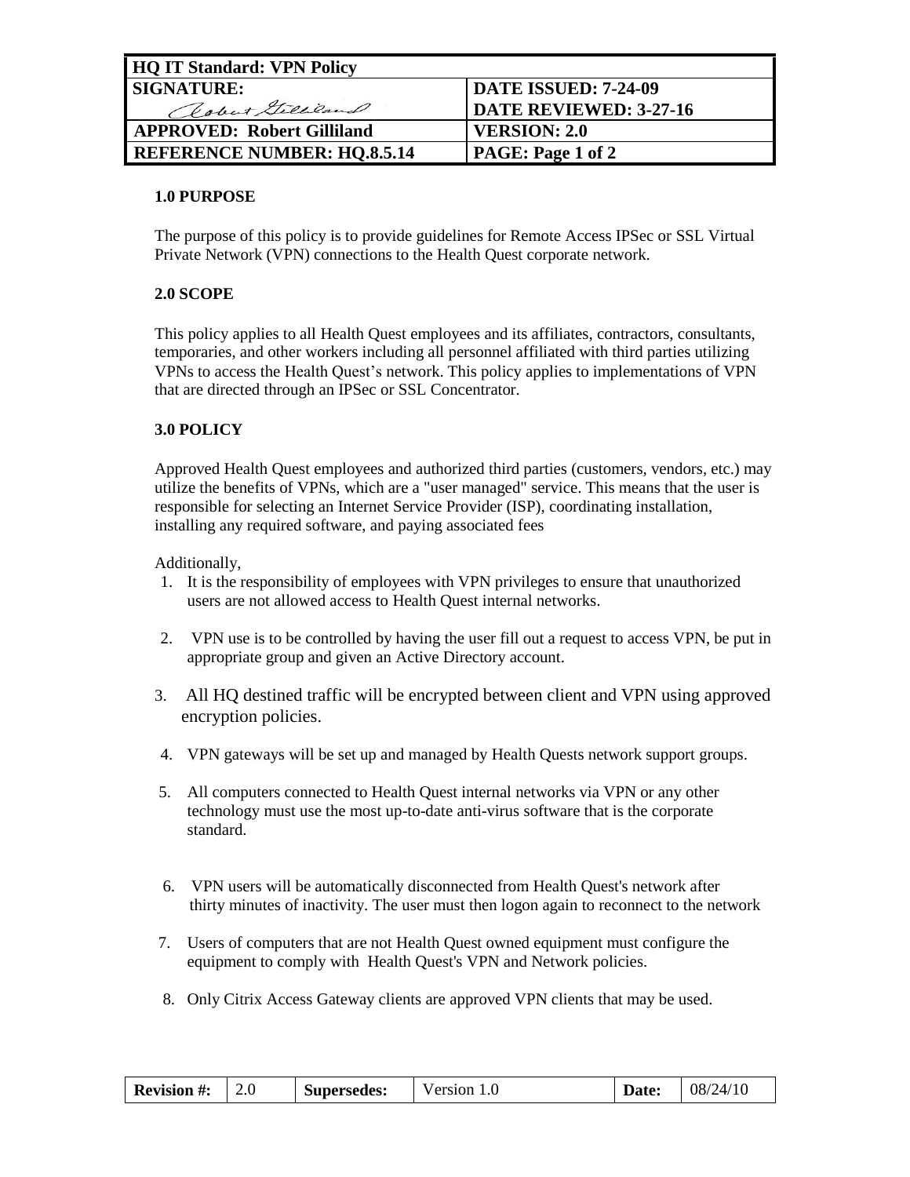| HQ IT Standard: VPN Policy | |
|---|---|
| SIGNATURE: Robert Gilliland | DATE ISSUED: 7-24-09<br>DATE REVIEWED: 3-27-16 |
| APPROVED: Robert Gilliland | VERSION: 2.0 |
| REFERENCE NUMBER: HQ.8.5.14 | PAGE: Page 1 of 2 |

**1.0 PURPOSE**

The purpose of this policy is to provide guidelines for Remote Access IPSec or SSL Virtual Private Network (VPN) connections to the Health Quest corporate network.

**2.0 SCOPE**

This policy applies to all Health Quest employees and its affiliates, contractors, consultants, temporaries, and other workers including all personnel affiliated with third parties utilizing VPNs to access the Health Quest's network. This policy applies to implementations of VPN that are directed through an IPSec or SSL Concentrator.

**3.0 POLICY**

Approved Health Quest employees and authorized third parties (customers, vendors, etc.) may utilize the benefits of VPNs, which are a "user managed" service. This means that the user is responsible for selecting an Internet Service Provider (ISP), coordinating installation, installing any required software, and paying associated fees

Additionally,

1. It is the responsibility of employees with VPN privileges to ensure that unauthorized users are not allowed access to Health Quest internal networks.
2. VPN use is to be controlled by having the user fill out a request to access VPN, be put in appropriate group and given an Active Directory account.
3. All HQ destined traffic will be encrypted between client and VPN using approved encryption policies.
4. VPN gateways will be set up and managed by Health Quests network support groups.
5. All computers connected to Health Quest internal networks via VPN or any other technology must use the most up-to-date anti-virus software that is the corporate standard.
6. VPN users will be automatically disconnected from Health Quest's network after thirty minutes of inactivity. The user must then logon again to reconnect to the network
7. Users of computers that are not Health Quest owned equipment must configure the equipment to comply with Health Quest's VPN and Network policies.
8. Only Citrix Access Gateway clients are approved VPN clients that may be used.

| Revision #: | 2.0 | Supersedes: | Version 1.0 | Date: | 08/24/10 |
|---|---|---|---|---|---|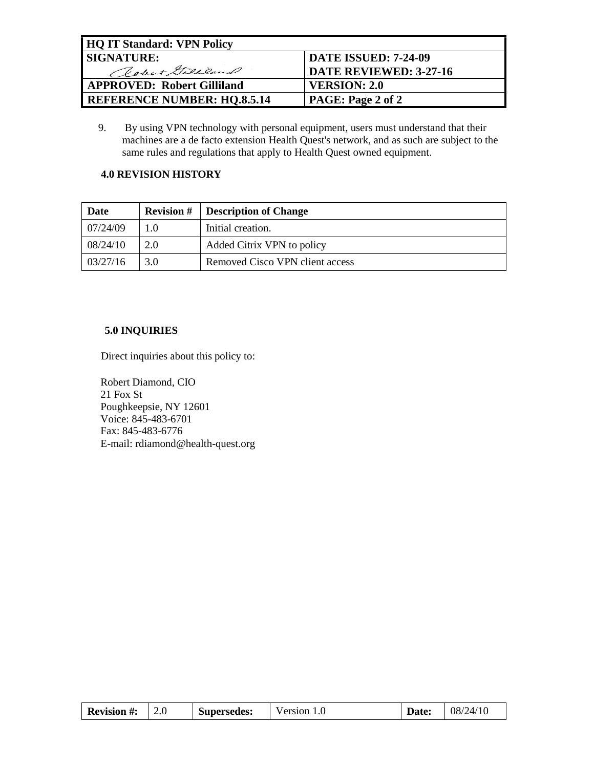9. By using VPN technology with personal equipment, users must understand that their machines are a de facto extension Health Quest's network, and as such are subject to the same rules and regulations that apply to Health Quest owned equipment.

## 4.0 REVISION HISTORY

| Date | Revision # | Description of Change |
|---|---|---|
| 07/24/09 | 1.0 | Initial creation. |
| 08/24/10 | 2.0 | Added Citrix VPN to policy |
| 03/27/16 | 3.0 | Removed Cisco VPN client access |

## 5.0 INQUIRIES

Direct inquiries about this policy to:

Robert Diamond, CIO
21 Fox St
Poughkeepsie, NY 12601
Voice: 845-483-6701
Fax: 845-483-6776
E-mail: rdiamond@health-quest.org